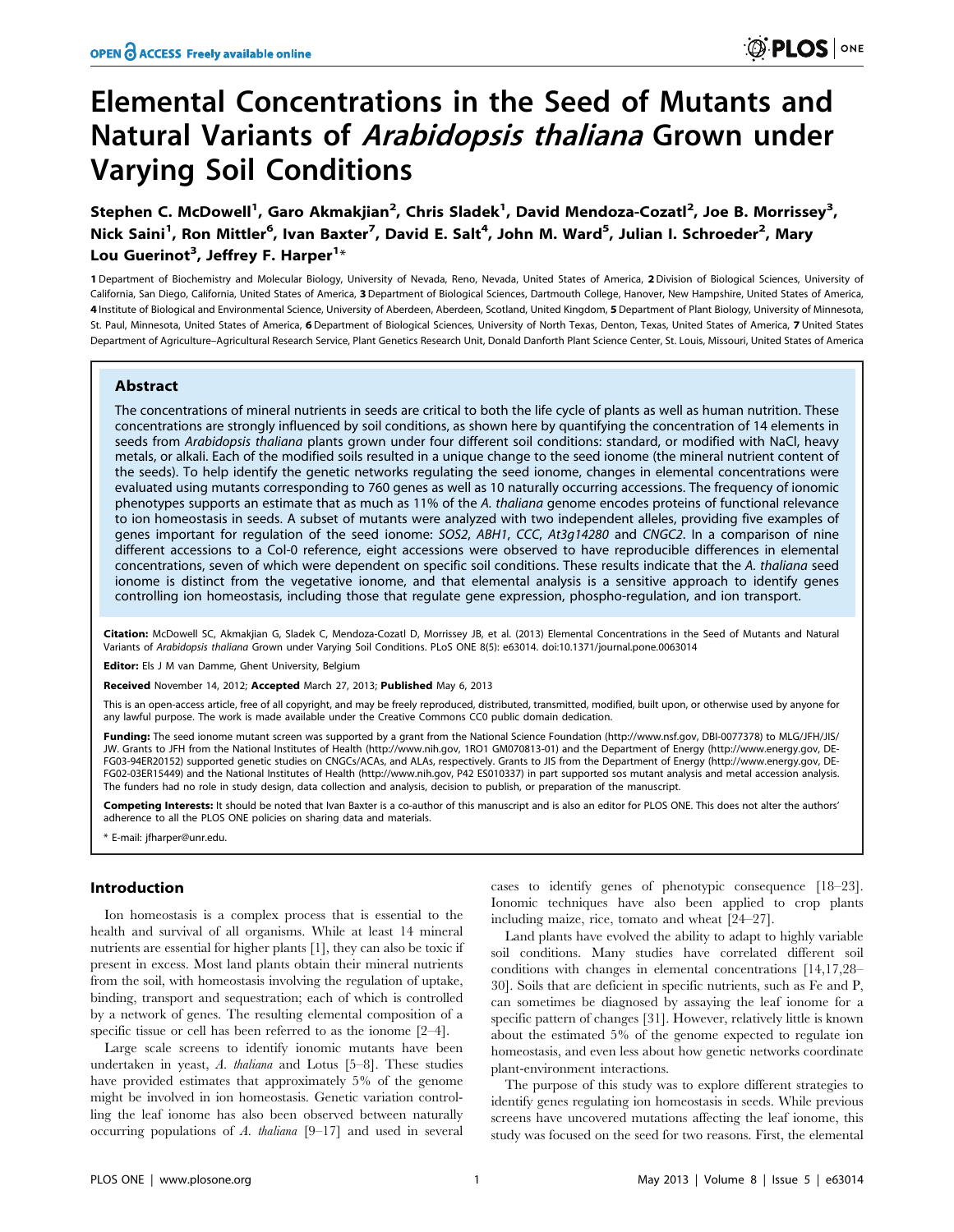# Elemental Concentrations in the Seed of Mutants and Natural Variants of *Arabidopsis thaliana* Grown under Varying Soil Conditions

Stephen C. McDowell[1], Garo Akmakjian[2], Chris Sladek[1], David Mendoza-Cozatl[2], Joe B. Morrissey[3], Nick Saini[1], Ron Mittler[6], Ivan Baxter[7], David E. Salt[4], John M. Ward[5], Julian I. Schroeder[2], Mary Lou Guerinot[3], Jeffrey F. Harper[1]*

1 Department of Biochemistry and Molecular Biology, University of Nevada, Reno, Nevada, United States of America, 2 Division of Biological Sciences, University of California, San Diego, California, United States of America, 3 Department of Biological Sciences, Dartmouth College, Hanover, New Hampshire, United States of America, 4 Institute of Biological and Environmental Science, University of Aberdeen, Aberdeen, Scotland, United Kingdom, 5 Department of Plant Biology, University of Minnesota, St. Paul, Minnesota, United States of America, 6 Department of Biological Sciences, University of North Texas, Denton, Texas, United States of America, 7 United States Department of Agriculture–Agricultural Research Service, Plant Genetics Research Unit, Donald Danforth Plant Science Center, St. Louis, Missouri, United States of America

## Abstract

The concentrations of mineral nutrients in seeds are critical to both the life cycle of plants as well as human nutrition. These concentrations are strongly influenced by soil conditions, as shown here by quantifying the concentration of 14 elements in seeds from *Arabidopsis thaliana* plants grown under four different soil conditions: standard, or modified with NaCl, heavy metals, or alkali. Each of the modified soils resulted in a unique change to the seed ionome (the mineral nutrient content of the seeds). To help identify the genetic networks regulating the seed ionome, changes in elemental concentrations were evaluated using mutants corresponding to 760 genes as well as 10 naturally occurring accessions. The frequency of ionomic phenotypes supports an estimate that as much as 11% of the *A. thaliana* genome encodes proteins of functional relevance to ion homeostasis in seeds. A subset of mutants were analyzed with two independent alleles, providing five examples of genes important for regulation of the seed ionome: *SOS2*, *ABH1*, *CCC*, *At3g14280* and *CNGC2*. In a comparison of nine different accessions to a Col-0 reference, eight accessions were observed to have reproducible differences in elemental concentrations, seven of which were dependent on specific soil conditions. These results indicate that the *A. thaliana* seed ionome is distinct from the vegetative ionome, and that elemental analysis is a sensitive approach to identify genes controlling ion homeostasis, including those that regulate gene expression, phospho-regulation, and ion transport.

**Citation:** McDowell SC, Akmakjian G, Sladek C, Mendoza-Cozatl D, Morrissey JB, et al. (2013) Elemental Concentrations in the Seed of Mutants and Natural Variants of *Arabidopsis thaliana* Grown under Varying Soil Conditions. PLoS ONE 8(5): e63014. doi:10.1371/journal.pone.0063014

**Editor:** Els J M van Damme, Ghent University, Belgium

**Received** November 14, 2012; **Accepted** March 27, 2013; **Published** May 6, 2013

This is an open-access article, free of all copyright, and may be freely reproduced, distributed, transmitted, modified, built upon, or otherwise used by anyone for any lawful purpose. The work is made available under the Creative Commons CC0 public domain dedication.

**Funding:** The seed ionome mutant screen was supported by a grant from the National Science Foundation (http://www.nsf.gov, DBI-0077378) to MLG/JFH/JIS/JW. Grants to JFH from the National Institutes of Health (http://www.nih.gov, 1RO1 GM070813-01) and the Department of Energy (http://www.energy.gov, DE-FG03-94ER20152) supported genetic studies on CNGCs/ACAs, and ALAs, respectively. Grants to JIS from the Department of Energy (http://www.energy.gov, DE-FG02-03ER15449) and the National Institutes of Health (http://www.nih.gov, P42 ES010337) in part supported sos mutant analysis and metal accession analysis. The funders had no role in study design, data collection and analysis, decision to publish, or preparation of the manuscript.

**Competing Interests:** It should be noted that Ivan Baxter is a co-author of this manuscript and is also an editor for PLOS ONE. This does not alter the authors' adherence to all the PLOS ONE policies on sharing data and materials.

\* E-mail: jfharper@unr.edu.

## Introduction

Ion homeostasis is a complex process that is essential to the health and survival of all organisms. While at least 14 mineral nutrients are essential for higher plants [1], they can also be toxic if present in excess. Most land plants obtain their mineral nutrients from the soil, with homeostasis involving the regulation of uptake, binding, transport and sequestration; each of which is controlled by a network of genes. The resulting elemental composition of a specific tissue or cell has been referred to as the ionome [2–4].

Large scale screens to identify ionomic mutants have been undertaken in yeast, *A. thaliana* and Lotus [5–8]. These studies have provided estimates that approximately 5% of the genome might be involved in ion homeostasis. Genetic variation controlling the leaf ionome has also been observed between naturally occurring populations of *A. thaliana* [9–17] and used in several cases to identify genes of phenotypic consequence [18–23]. Ionomic techniques have also been applied to crop plants including maize, rice, tomato and wheat [24–27].

Land plants have evolved the ability to adapt to highly variable soil conditions. Many studies have correlated different soil conditions with changes in elemental concentrations [14,17,28–30]. Soils that are deficient in specific nutrients, such as Fe and P, can sometimes be diagnosed by assaying the leaf ionome for a specific pattern of changes [31]. However, relatively little is known about the estimated 5% of the genome expected to regulate ion homeostasis, and even less about how genetic networks coordinate plant-environment interactions.

The purpose of this study was to explore different strategies to identify genes regulating ion homeostasis in seeds. While previous screens have uncovered mutations affecting the leaf ionome, this study was focused on the seed for two reasons. First, the elemental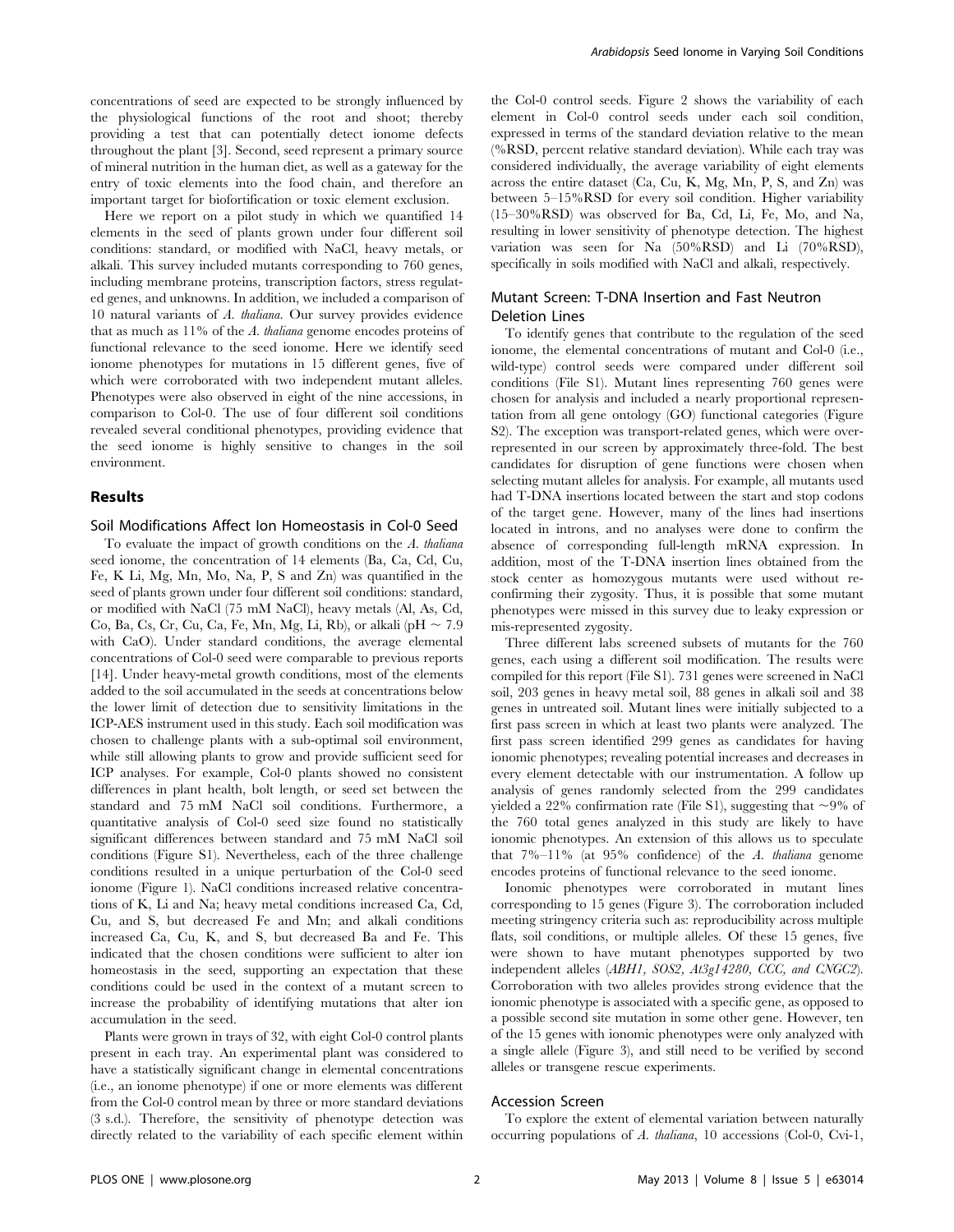concentrations of seed are expected to be strongly influenced by the physiological functions of the root and shoot; thereby providing a test that can potentially detect ionome defects throughout the plant [3]. Second, seed represent a primary source of mineral nutrition in the human diet, as well as a gateway for the entry of toxic elements into the food chain, and therefore an important target for biofortification or toxic element exclusion.

Here we report on a pilot study in which we quantified 14 elements in the seed of plants grown under four different soil conditions: standard, or modified with NaCl, heavy metals, or alkali. This survey included mutants corresponding to 760 genes, including membrane proteins, transcription factors, stress regulated genes, and unknowns. In addition, we included a comparison of 10 natural variants of *A. thaliana*. Our survey provides evidence that as much as 11% of the *A. thaliana* genome encodes proteins of functional relevance to the seed ionome. Here we identify seed ionome phenotypes for mutations in 15 different genes, five of which were corroborated with two independent mutant alleles. Phenotypes were also observed in eight of the nine accessions, in comparison to Col-0. The use of four different soil conditions revealed several conditional phenotypes, providing evidence that the seed ionome is highly sensitive to changes in the soil environment.

## Results

### Soil Modifications Affect Ion Homeostasis in Col-0 Seed

To evaluate the impact of growth conditions on the *A. thaliana* seed ionome, the concentration of 14 elements (Ba, Ca, Cd, Cu, Fe, K Li, Mg, Mn, Mo, Na, P, S and Zn) was quantified in the seed of plants grown under four different soil conditions: standard, or modified with NaCl (75 mM NaCl), heavy metals (Al, As, Cd, Co, Ba, Cs, Cr, Cu, Ca, Fe, Mn, Mg, Li, Rb), or alkali (pH ~ 7.9 with CaO). Under standard conditions, the average elemental concentrations of Col-0 seed were comparable to previous reports [14]. Under heavy-metal growth conditions, most of the elements added to the soil accumulated in the seeds at concentrations below the lower limit of detection due to sensitivity limitations in the ICP-AES instrument used in this study. Each soil modification was chosen to challenge plants with a sub-optimal soil environment, while still allowing plants to grow and provide sufficient seed for ICP analyses. For example, Col-0 plants showed no consistent differences in plant health, bolt length, or seed set between the standard and 75 mM NaCl soil conditions. Furthermore, a quantitative analysis of Col-0 seed size found no statistically significant differences between standard and 75 mM NaCl soil conditions (Figure S1). Nevertheless, each of the three challenge conditions resulted in a unique perturbation of the Col-0 seed ionome (Figure 1). NaCl conditions increased relative concentrations of K, Li and Na; heavy metal conditions increased Ca, Cd, Cu, and S, but decreased Fe and Mn; and alkali conditions increased Ca, Cu, K, and S, but decreased Ba and Fe. This indicated that the chosen conditions were sufficient to alter ion homeostasis in the seed, supporting an expectation that these conditions could be used in the context of a mutant screen to increase the probability of identifying mutations that alter ion accumulation in the seed.

Plants were grown in trays of 32, with eight Col-0 control plants present in each tray. An experimental plant was considered to have a statistically significant change in elemental concentrations (i.e., an ionome phenotype) if one or more elements was different from the Col-0 control mean by three or more standard deviations (3 s.d.). Therefore, the sensitivity of phenotype detection was directly related to the variability of each specific element within the Col-0 control seeds. Figure 2 shows the variability of each element in Col-0 control seeds under each soil condition, expressed in terms of the standard deviation relative to the mean (%RSD, percent relative standard deviation). While each tray was considered individually, the average variability of eight elements across the entire dataset (Ca, Cu, K, Mg, Mn, P, S, and Zn) was between 5–15%RSD for every soil condition. Higher variability (15–30%RSD) was observed for Ba, Cd, Li, Fe, Mo, and Na, resulting in lower sensitivity of phenotype detection. The highest variation was seen for Na (50%RSD) and Li (70%RSD), specifically in soils modified with NaCl and alkali, respectively.

### Mutant Screen: T-DNA Insertion and Fast Neutron Deletion Lines

To identify genes that contribute to the regulation of the seed ionome, the elemental concentrations of mutant and Col-0 (i.e., wild-type) control seeds were compared under different soil conditions (File S1). Mutant lines representing 760 genes were chosen for analysis and included a nearly proportional representation from all gene ontology (GO) functional categories (Figure S2). The exception was transport-related genes, which were overrepresented in our screen by approximately three-fold. The best candidates for disruption of gene functions were chosen when selecting mutant alleles for analysis. For example, all mutants used had T-DNA insertions located between the start and stop codons of the target gene. However, many of the lines had insertions located in introns, and no analyses were done to confirm the absence of corresponding full-length mRNA expression. In addition, most of the T-DNA insertion lines obtained from the stock center as homozygous mutants were used without reconfirming their zygosity. Thus, it is possible that some mutant phenotypes were missed in this survey due to leaky expression or mis-represented zygosity.

Three different labs screened subsets of mutants for the 760 genes, each using a different soil modification. The results were compiled for this report (File S1). 731 genes were screened in NaCl soil, 203 genes in heavy metal soil, 88 genes in alkali soil and 38 genes in untreated soil. Mutant lines were initially subjected to a first pass screen in which at least two plants were analyzed. The first pass screen identified 299 genes as candidates for having ionomic phenotypes; revealing potential increases and decreases in every element detectable with our instrumentation. A follow up analysis of genes randomly selected from the 299 candidates yielded a 22% confirmation rate (File S1), suggesting that ~9% of the 760 total genes analyzed in this study are likely to have ionomic phenotypes. An extension of this allows us to speculate that 7%–11% (at 95% confidence) of the *A. thaliana* genome encodes proteins of functional relevance to the seed ionome.

Ionomic phenotypes were corroborated in mutant lines corresponding to 15 genes (Figure 3). The corroboration included meeting stringency criteria such as: reproducibility across multiple flats, soil conditions, or multiple alleles. Of these 15 genes, five were shown to have mutant phenotypes supported by two independent alleles (*ABH1, SOS2, At3g14280, CCC, and CNGC2*). Corroboration with two alleles provides strong evidence that the ionomic phenotype is associated with a specific gene, as opposed to a possible second site mutation in some other gene. However, ten of the 15 genes with ionomic phenotypes were only analyzed with a single allele (Figure 3), and still need to be verified by second alleles or transgene rescue experiments.

### Accession Screen

To explore the extent of elemental variation between naturally occurring populations of *A. thaliana*, 10 accessions (Col-0, Cvi-1,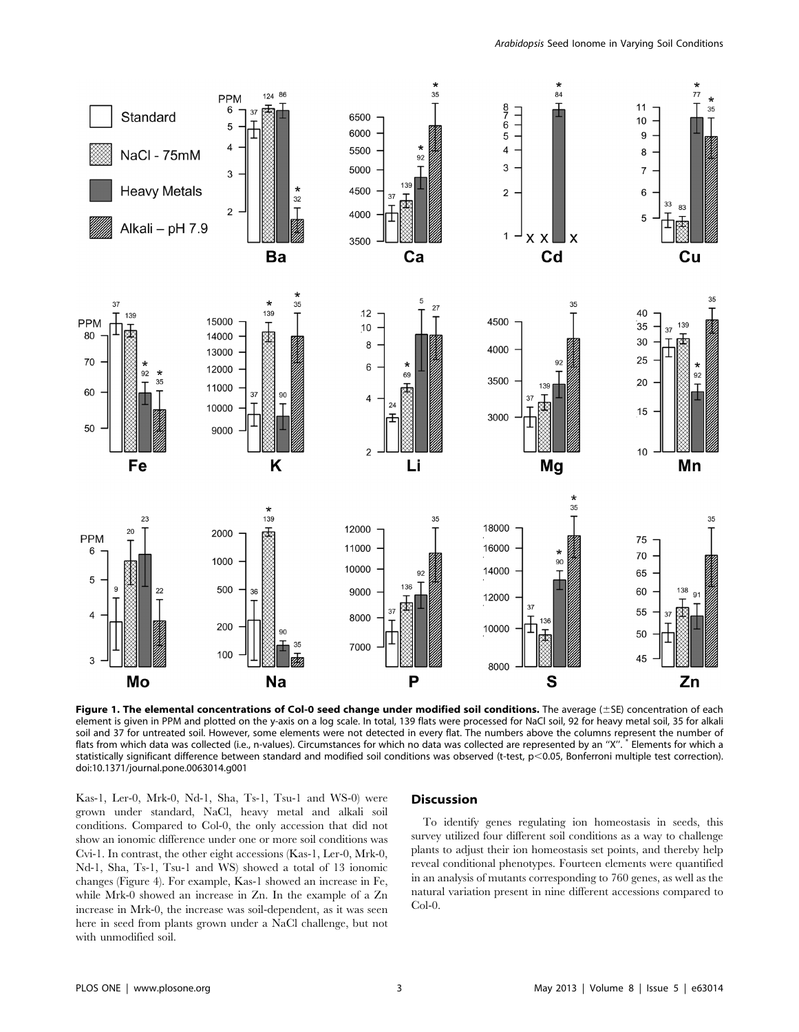**Figure 1. The elemental concentrations of Col-0 seed change under modified soil conditions.** The average (±SE) concentration of each element is given in PPM and plotted on the y-axis on a log scale. In total, 139 flats were processed for NaCl soil, 92 for heavy metal soil, 35 for alkali soil and 37 for untreated soil. However, some elements were not detected in every flat. The numbers above the columns represent the number of flats from which data was collected (i.e., n-values). Circumstances for which no data was collected are represented by an "X". * Elements for which a statistically significant difference between standard and modified soil conditions was observed (t-test, $p<0.05$, Bonferroni multiple test correction).
doi:10.1371/journal.pone.0063014.g001

Kas-1, Ler-0, Mrk-0, Nd-1, Sha, Ts-1, Tsu-1 and WS-0) were grown under standard, NaCl, heavy metal and alkali soil conditions. Compared to Col-0, the only accession that did not show an ionomic difference under one or more soil conditions was Cvi-1. In contrast, the other eight accessions (Kas-1, Ler-0, Mrk-0, Nd-1, Sha, Ts-1, Tsu-1 and WS) showed a total of 13 ionomic changes (Figure 4). For example, Kas-1 showed an increase in Fe, while Mrk-0 showed an increase in Zn. In the example of a Zn increase in Mrk-0, the increase was soil-dependent, as it was seen here in seed from plants grown under a NaCl challenge, but not with unmodified soil.

## Discussion

To identify genes regulating ion homeostasis in seeds, this survey utilized four different soil conditions as a way to challenge plants to adjust their ion homeostasis set points, and thereby help reveal conditional phenotypes. Fourteen elements were quantified in an analysis of mutants corresponding to 760 genes, as well as the natural variation present in nine different accessions compared to Col-0.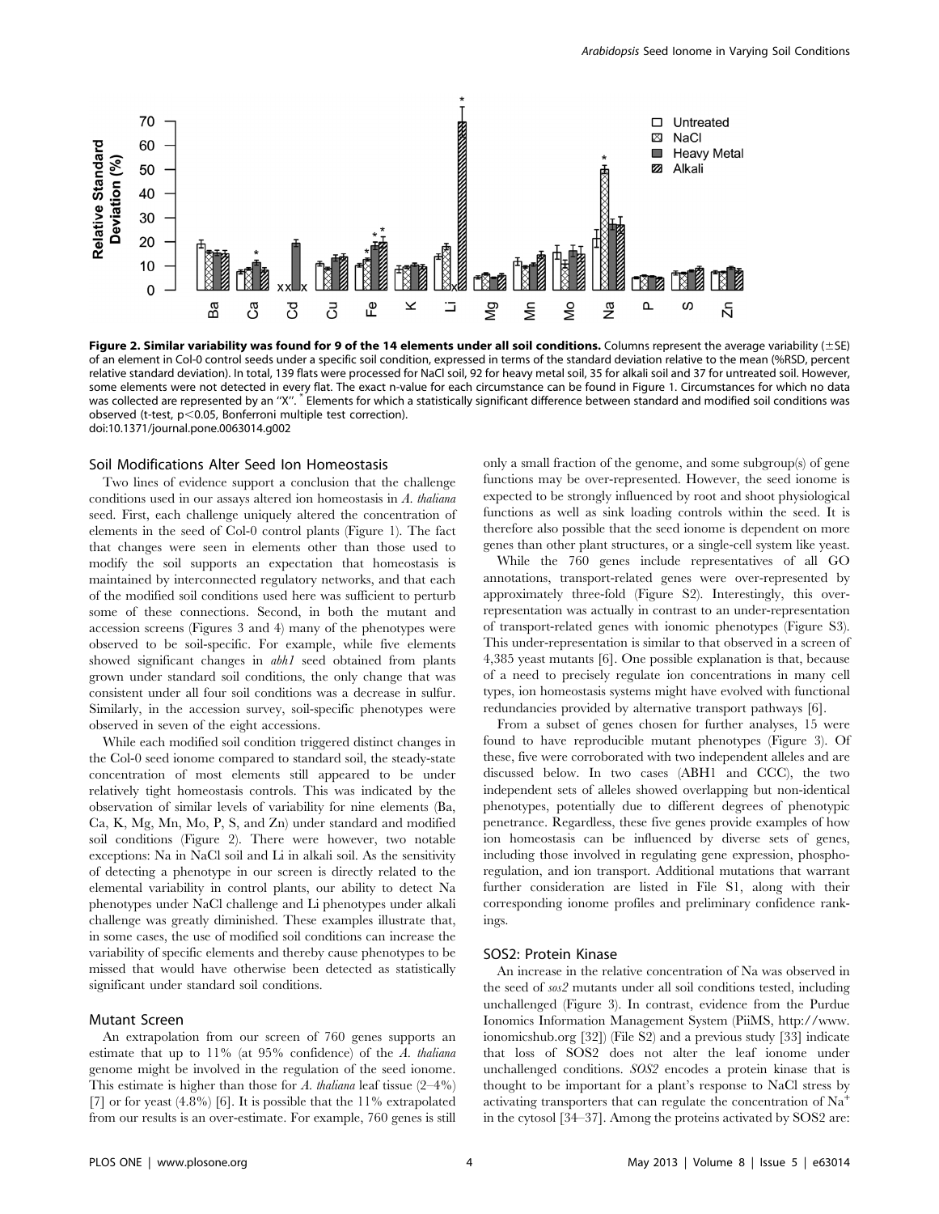**Figure 2. Similar variability was found for 9 of the 14 elements under all soil conditions.** Columns represent the average variability (±SE) of an element in Col-0 control seeds under a specific soil condition, expressed in terms of the standard deviation relative to the mean (%RSD, percent relative standard deviation). In total, 139 flats were processed for NaCl soil, 92 for heavy metal soil, 35 for alkali soil and 37 for untreated soil. However, some elements were not detected in every flat. The exact n-value for each circumstance can be found in Figure 1. Circumstances for which no data was collected are represented by an "X". * Elements for which a statistically significant difference between standard and modified soil conditions was observed (t-test, $p<0.05$, Bonferroni multiple test correction).
doi:10.1371/journal.pone.0063014.g002

### Soil Modifications Alter Seed Ion Homeostasis

Two lines of evidence support a conclusion that the challenge conditions used in our assays altered ion homeostasis in *A. thaliana* seed. First, each challenge uniquely altered the concentration of elements in the seed of Col-0 control plants (Figure 1). The fact that changes were seen in elements other than those used to modify the soil supports an expectation that homeostasis is maintained by interconnected regulatory networks, and that each of the modified soil conditions used here was sufficient to perturb some of these connections. Second, in both the mutant and accession screens (Figures 3 and 4) many of the phenotypes were observed to be soil-specific. For example, while five elements showed significant changes in *abh1* seed obtained from plants grown under standard soil conditions, the only change that was consistent under all four soil conditions was a decrease in sulfur. Similarly, in the accession survey, soil-specific phenotypes were observed in seven of the eight accessions.

While each modified soil condition triggered distinct changes in the Col-0 seed ionome compared to standard soil, the steady-state concentration of most elements still appeared to be under relatively tight homeostasis controls. This was indicated by the observation of similar levels of variability for nine elements (Ba, Ca, K, Mg, Mn, Mo, P, S, and Zn) under standard and modified soil conditions (Figure 2). There were however, two notable exceptions: Na in NaCl soil and Li in alkali soil. As the sensitivity of detecting a phenotype in our screen is directly related to the elemental variability in control plants, our ability to detect Na phenotypes under NaCl challenge and Li phenotypes under alkali challenge was greatly diminished. These examples illustrate that, in some cases, the use of modified soil conditions can increase the variability of specific elements and thereby cause phenotypes to be missed that would have otherwise been detected as statistically significant under standard soil conditions.

### Mutant Screen

An extrapolation from our screen of 760 genes supports an estimate that up to 11% (at 95% confidence) of the *A. thaliana* genome might be involved in the regulation of the seed ionome. This estimate is higher than those for *A. thaliana* leaf tissue (2–4%) [7] or for yeast (4.8%) [6]. It is possible that the 11% extrapolated from our results is an over-estimate. For example, 760 genes is still only a small fraction of the genome, and some subgroup(s) of gene functions may be over-represented. However, the seed ionome is expected to be strongly influenced by root and shoot physiological functions as well as sink loading controls within the seed. It is therefore also possible that the seed ionome is dependent on more genes than other plant structures, or a single-cell system like yeast.

While the 760 genes include representatives of all GO annotations, transport-related genes were over-represented by approximately three-fold (Figure S2). Interestingly, this over-representation was actually in contrast to an under-representation of transport-related genes with ionomic phenotypes (Figure S3). This under-representation is similar to that observed in a screen of 4,385 yeast mutants [6]. One possible explanation is that, because of a need to precisely regulate ion concentrations in many cell types, ion homeostasis systems might have evolved with functional redundancies provided by alternative transport pathways [6].

From a subset of genes chosen for further analyses, 15 were found to have reproducible mutant phenotypes (Figure 3). Of these, five were corroborated with two independent alleles and are discussed below. In two cases (ABH1 and CCC), the two independent sets of alleles showed overlapping but non-identical phenotypes, potentially due to different degrees of phenotypic penetrance. Regardless, these five genes provide examples of how ion homeostasis can be influenced by diverse sets of genes, including those involved in regulating gene expression, phosphoregulation, and ion transport. Additional mutations that warrant further consideration are listed in File S1, along with their corresponding ionome profiles and preliminary confidence rankings.

### SOS2: Protein Kinase

An increase in the relative concentration of Na was observed in the seed of *sos2* mutants under all soil conditions tested, including unchallenged (Figure 3). In contrast, evidence from the Purdue Ionomics Information Management System (PiiMS, http://www.ionomicshub.org [32]) (File S2) and a previous study [33] indicate that loss of SOS2 does not alter the leaf ionome under unchallenged conditions. *SOS2* encodes a protein kinase that is thought to be important for a plant's response to NaCl stress by activating transporters that can regulate the concentration of $Na^+$ in the cytosol [34–37]. Among the proteins activated by SOS2 are: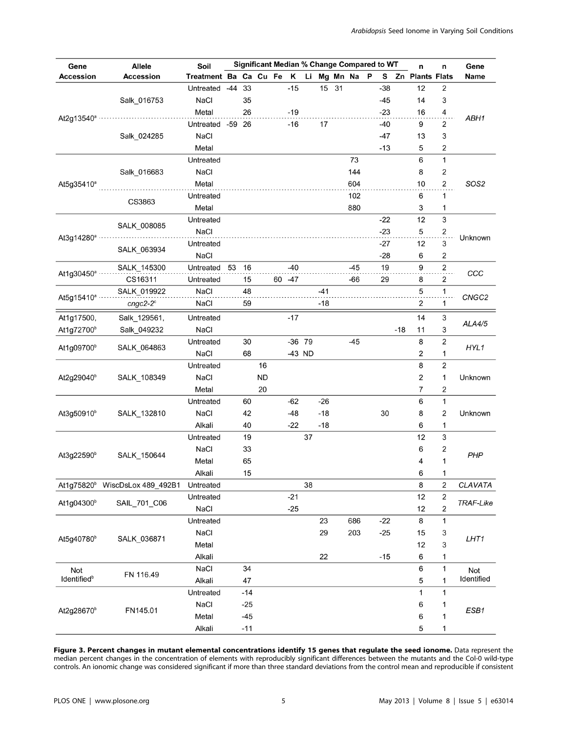| Gene Accession | Allele Accession | Soil Treatment | Significant Median % Change Compared to WT | | | | | | | | | | | | n Plants | n Flats | Gene Name |
|---|---|---|---|---|---|---|---|---|---|---|---|---|---|---|---|---|---|
| | | | Ba | Ca | Cu | Fe | K | Li | Mg | Mn | Na | P | S | Zn | | | |
| At2g13540[a] | Salk_016753 | Untreated | -44 | 33 | | | -15 | | 15 | 31 | | | -38 | | 12 | 2 | *ABH1* |
| | | NaCl | | 35 | | | | | | | | | -45 | | 14 | 3 | |
| | | Metal | | 26 | | | -19 | | | | | | -23 | | 16 | 4 | |
| | Salk_024285 | Untreated | -59 | 26 | | | -16 | | 17 | | | | -40 | | 9 | 2 | |
| | | NaCl | | | | | | | | | | | -47 | | 13 | 3 | |
| | | Metal | | | | | | | | | | | -13 | | 5 | 2 | |
| At5g35410[a] | Salk_016683 | Untreated | | | | | | | | | 73 | | | | 6 | 1 | *SOS2* |
| | | NaCl | | | | | | | | | 144 | | | | 8 | 2 | |
| | | Metal | | | | | | | | | 604 | | | | 10 | 2 | |
| | CS3863 | Untreated | | | | | | | | | 102 | | | | 6 | 1 | |
| | | Metal | | | | | | | | | 880 | | | | 3 | 1 | |
| At3g14280[a] | SALK_008085 | Untreated | | | | | | | | | | | -22 | | 12 | 3 | Unknown |
| | | NaCl | | | | | | | | | | | -23 | | 5 | 2 | |
| | SALK_063934 | Untreated | | | | | | | | | | | -27 | | 12 | 3 | |
| | | NaCl | | | | | | | | | | | -28 | | 6 | 2 | |
| At1g30450[a] | SALK_145300 | Untreated | 53 | 16 | | | -40 | | | | -45 | | 19 | | 9 | 2 | *CCC* |
| | CS16311 | Untreated | | 15 | | 60 | -47 | | | | -66 | | 29 | | 8 | 2 | |
| At5g15410[a] | SALK_019922 | NaCl | | 48 | | | | | -41 | | | | | | 5 | 1 | *CNGC2* |
| | *cngc2-2*[c] | NaCl | | 59 | | | | | -18 | | | | | | 2 | 1 | |
| At1g17500, At1g72700[b] | Salk_129561, Salk_049232 | Untreated | | | | | -17 | | | | | | | | 14 | 3 | *ALA4/5* |
| | | NaCl | | | | | | | | | | | | -18 | 11 | 3 | |
| At1g09700[b] | SALK_064863 | Untreated | | 30 | | | -36 | 79 | | | -45 | | | | 8 | 2 | *HYL1* |
| | | NaCl | | 68 | | | -43 | ND | | | | | | | 2 | 1 | |
| At2g29040[b] | SALK_108349 | Untreated | | | 16 | | | | | | | | | | 8 | 2 | Unknown |
| | | NaCl | | | ND | | | | | | | | | | 2 | 1 | |
| | | Metal | | | 20 | | | | | | | | | | 7 | 2 | |
| At3g50910[b] | SALK_132810 | Untreated | | 60 | | | -62 | | -26 | | | | | | 6 | 1 | Unknown |
| | | NaCl | | 42 | | | -48 | | -18 | | | | 30 | | 8 | 2 | |
| | | Alkali | | 40 | | | -22 | | -18 | | | | | | 6 | 1 | |
| At3g22590[b] | SALK_150644 | Untreated | | 19 | | | | 37 | | | | | | | 12 | 3 | *PHP* |
| | | NaCl | | 33 | | | | | | | | | | | 6 | 2 | |
| | | Metal | | 65 | | | | | | | | | | | 4 | 1 | |
| | | Alkali | | 15 | | | | | | | | | | | 6 | 1 | |
| At1g75820[b] | WiscDsLox 489_492B1 | Untreated | | | | | | 38 | | | | | | | 8 | 2 | *CLAVATA* |
| At1g04300[b] | SAIL_701_C06 | Untreated | | | | | -21 | | | | | | | | 12 | 2 | *TRAF-Like* |
| | | NaCl | | | | | -25 | | | | | | | | 12 | 2 | |
| At5g40780[b] | SALK_036871 | Untreated | | | | | | | 23 | | 686 | | -22 | | 8 | 1 | *LHT1* |
| | | NaCl | | | | | | | 29 | | 203 | | -25 | | 15 | 3 | |
| | | Metal | | | | | | | | | | | | | 12 | 3 | |
| | | Alkali | | | | | | | 22 | | | | -15 | | 6 | 1 | |
| Not Identified[b] | FN 116.49 | NaCl | | 34 | | | | | | | | | | | 6 | 1 | Not Identified |
| | | Alkali | | 47 | | | | | | | | | | | 5 | 1 | |
| At2g28670[b] | FN145.01 | Untreated | | -14 | | | | | | | | | | | 1 | 1 | *ESB1* |
| | | NaCl | | -25 | | | | | | | | | | | 6 | 1 | |
| | | Metal | | -45 | | | | | | | | | | | 6 | 1 | |
| | | Alkali | | -11 | | | | | | | | | | | 5 | 1 | |

**Figure 3. Percent changes in mutant elemental concentrations identify 15 genes that regulate the seed ionome.** Data represent the median percent changes in the concentration of elements with reproducibly significant differences between the mutants and the Col-0 wild-type controls. An ionomic change was considered significant if more than three standard deviations from the control mean and reproducible if consistent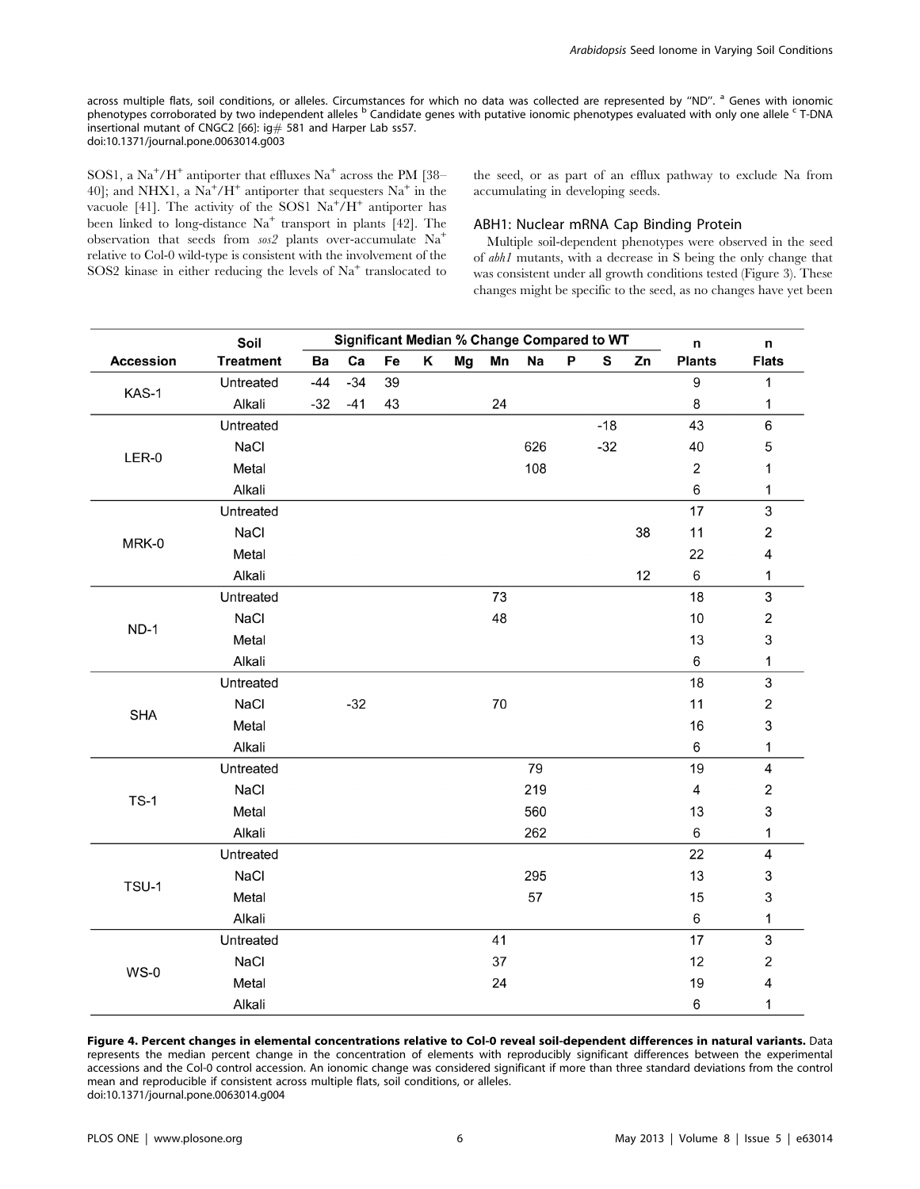across multiple flats, soil conditions, or alleles. Circumstances for which no data was collected are represented by "ND". [a] Genes with ionomic phenotypes corroborated by two independent alleles [b] Candidate genes with putative ionomic phenotypes evaluated with only one allele [c] T-DNA insertional mutant of CNGC2 [66]: ig# 581 and Harper Lab ss57.
doi:10.1371/journal.pone.0063014.g003

SOS1, a $Na^+/H^+$ antiporter that effluxes $Na^+$ across the PM [38–40]; and NHX1, a $Na^+/H^+$ antiporter that sequesters $Na^+$ in the vacuole [41]. The activity of the SOS1 $Na^+/H^+$ antiporter has been linked to long-distance $Na^+$ transport in plants [42]. The observation that seeds from *sos2* plants over-accumulate $Na^+$ relative to Col-0 wild-type is consistent with the involvement of the SOS2 kinase in either reducing the levels of $Na^+$ translocated to the seed, or as part of an efflux pathway to exclude Na from accumulating in developing seeds.

## ABH1: Nuclear mRNA Cap Binding Protein

Multiple soil-dependent phenotypes were observed in the seed of *abh1* mutants, with a decrease in S being the only change that was consistent under all growth conditions tested (Figure 3). These changes might be specific to the seed, as no changes have yet been

| Accession | Soil Treatment | Ba | Ca | Fe | K | Mg | Mn | Na | P | S | Zn | n Plants | n Flats |
|---|---|---|---|---|---|---|---|---|---|---|---|---|---|
| | | Significant Median % Change Compared to WT | | | | | | | | | | | |
| KAS-1 | Untreated | -44 | -34 | 39 | | | | | | | | 9 | 1 |
| | Alkali | -32 | -41 | 43 | | | 24 | | | | | 8 | 1 |
| LER-0 | Untreated | | | | | | | | | -18 | | 43 | 6 |
| | NaCl | | | | | | | 626 | | -32 | | 40 | 5 |
| | Metal | | | | | | | 108 | | | | 2 | 1 |
| | Alkali | | | | | | | | | | | 6 | 1 |
| MRK-0 | Untreated | | | | | | | | | | | 17 | 3 |
| | NaCl | | | | | | | | | | 38 | 11 | 2 |
| | Metal | | | | | | | | | | | 22 | 4 |
| | Alkali | | | | | | | | | | 12 | 6 | 1 |
| ND-1 | Untreated | | | | | | 73 | | | | | 18 | 3 |
| | NaCl | | | | | | 48 | | | | | 10 | 2 |
| | Metal | | | | | | | | | | | 13 | 3 |
| | Alkali | | | | | | | | | | | 6 | 1 |
| SHA | Untreated | | | | | | | | | | | 18 | 3 |
| | NaCl | | -32 | | | | 70 | | | | | 11 | 2 |
| | Metal | | | | | | | | | | | 16 | 3 |
| | Alkali | | | | | | | | | | | 6 | 1 |
| TS-1 | Untreated | | | | | | | 79 | | | | 19 | 4 |
| | NaCl | | | | | | | 219 | | | | 4 | 2 |
| | Metal | | | | | | | 560 | | | | 13 | 3 |
| | Alkali | | | | | | | 262 | | | | 6 | 1 |
| TSU-1 | Untreated | | | | | | | | | | | 22 | 4 |
| | NaCl | | | | | | | 295 | | | | 13 | 3 |
| | Metal | | | | | | | 57 | | | | 15 | 3 |
| | Alkali | | | | | | | | | | | 6 | 1 |
| WS-0 | Untreated | | | | | | 41 | | | | | 17 | 3 |
| | NaCl | | | | | | 37 | | | | | 12 | 2 |
| | Metal | | | | | | 24 | | | | | 19 | 4 |
| | Alkali | | | | | | | | | | | 6 | 1 |

**Figure 4. Percent changes in elemental concentrations relative to Col-0 reveal soil-dependent differences in natural variants.** Data represents the median percent change in the concentration of elements with reproducibly significant differences between the experimental accessions and the Col-0 control accession. An ionomic change was considered significant if more than three standard deviations from the control mean and reproducible if consistent across multiple flats, soil conditions, or alleles.
doi:10.1371/journal.pone.0063014.g004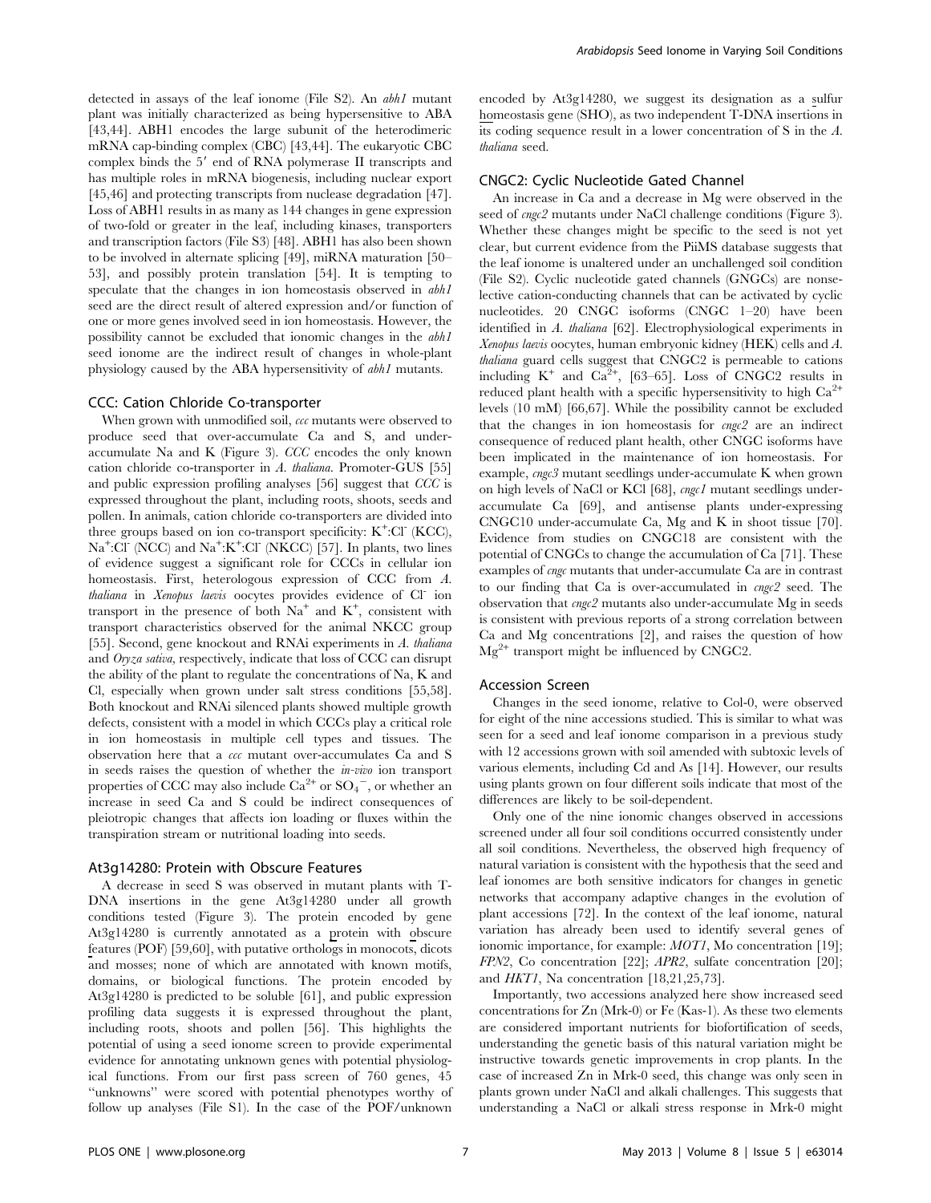detected in assays of the leaf ionome (File S2). An *abh1* mutant plant was initially characterized as being hypersensitive to ABA [43,44]. ABH1 encodes the large subunit of the heterodimeric mRNA cap-binding complex (CBC) [43,44]. The eukaryotic CBC complex binds the 5′ end of RNA polymerase II transcripts and has multiple roles in mRNA biogenesis, including nuclear export [45,46] and protecting transcripts from nuclease degradation [47]. Loss of ABH1 results in as many as 144 changes in gene expression of two-fold or greater in the leaf, including kinases, transporters and transcription factors (File S3) [48]. ABH1 has also been shown to be involved in alternate splicing [49], miRNA maturation [50–53], and possibly protein translation [54]. It is tempting to speculate that the changes in ion homeostasis observed in *abh1* seed are the direct result of altered expression and/or function of one or more genes involved seed in ion homeostasis. However, the possibility cannot be excluded that ionomic changes in the *abh1* seed ionome are the indirect result of changes in whole-plant physiology caused by the ABA hypersensitivity of *abh1* mutants.

### CCC: Cation Chloride Co-transporter

When grown with unmodified soil, *ccc* mutants were observed to produce seed that over-accumulate Ca and S, and under-accumulate Na and K (Figure 3). *CCC* encodes the only known cation chloride co-transporter in *A. thaliana*. Promoter-GUS [55] and public expression profiling analyses [56] suggest that *CCC* is expressed throughout the plant, including roots, shoots, seeds and pollen. In animals, cation chloride co-transporters are divided into three groups based on ion co-transport specificity: $K^+$:$Cl^-$ (KCC), $Na^+$:$Cl^-$ (NCC) and $Na^+$:$K^+$:$Cl^-$ (NKCC) [57]. In plants, two lines of evidence suggest a significant role for CCCs in cellular ion homeostasis. First, heterologous expression of CCC from *A. thaliana* in *Xenopus laevis* oocytes provides evidence of $Cl^-$ ion transport in the presence of both $Na^+$ and $K^+$, consistent with transport characteristics observed for the animal NKCC group [55]. Second, gene knockout and RNAi experiments in *A. thaliana* and *Oryza sativa*, respectively, indicate that loss of CCC can disrupt the ability of the plant to regulate the concentrations of Na, K and Cl, especially when grown under salt stress conditions [55,58]. Both knockout and RNAi silenced plants showed multiple growth defects, consistent with a model in which CCCs play a critical role in ion homeostasis in multiple cell types and tissues. The observation here that a *ccc* mutant over-accumulates Ca and S in seeds raises the question of whether the *in-vivo* ion transport properties of CCC may also include $Ca^{2+}$ or $SO_4^{\ -}$, or whether an increase in seed Ca and S could be indirect consequences of pleiotropic changes that affects ion loading or fluxes within the transpiration stream or nutritional loading into seeds.

### At3g14280: Protein with Obscure Features

A decrease in seed S was observed in mutant plants with T-DNA insertions in the gene At3g14280 under all growth conditions tested (Figure 3). The protein encoded by gene At3g14280 is currently annotated as a protein with obscure features (POF) [59,60], with putative orthologs in monocots, dicots and mosses; none of which are annotated with known motifs, domains, or biological functions. The protein encoded by At3g14280 is predicted to be soluble [61], and public expression profiling data suggests it is expressed throughout the plant, including roots, shoots and pollen [56]. This highlights the potential of using a seed ionome screen to provide experimental evidence for annotating unknown genes with potential physiological functions. From our first pass screen of 760 genes, 45 "unknowns" were scored with potential phenotypes worthy of follow up analyses (File S1). In the case of the POF/unknown encoded by At3g14280, we suggest its designation as a sulfur homeostasis gene (SHO), as two independent T-DNA insertions in its coding sequence result in a lower concentration of S in the *A. thaliana* seed.

### CNGC2: Cyclic Nucleotide Gated Channel

An increase in Ca and a decrease in Mg were observed in the seed of *cngc2* mutants under NaCl challenge conditions (Figure 3). Whether these changes might be specific to the seed is not yet clear, but current evidence from the PiiMS database suggests that the leaf ionome is unaltered under an unchallenged soil condition (File S2). Cyclic nucleotide gated channels (GNGCs) are nonselective cation-conducting channels that can be activated by cyclic nucleotides. 20 CNGC isoforms (CNGC 1–20) have been identified in *A. thaliana* [62]. Electrophysiological experiments in *Xenopus laevis* oocytes, human embryonic kidney (HEK) cells and *A. thaliana* guard cells suggest that CNGC2 is permeable to cations including $K^+$ and $Ca^{2+}$, [63–65]. Loss of CNGC2 results in reduced plant health with a specific hypersensitivity to high $Ca^{2+}$ levels (10 mM) [66,67]. While the possibility cannot be excluded that the changes in ion homeostasis for *cngc2* are an indirect consequence of reduced plant health, other CNGC isoforms have been implicated in the maintenance of ion homeostasis. For example, *cngc3* mutant seedlings under-accumulate K when grown on high levels of NaCl or KCl [68], *cngc1* mutant seedlings under-accumulate Ca [69], and antisense plants under-expressing CNGC10 under-accumulate Ca, Mg and K in shoot tissue [70]. Evidence from studies on CNGC18 are consistent with the potential of CNGCs to change the accumulation of Ca [71]. These examples of *cngc* mutants that under-accumulate Ca are in contrast to our finding that Ca is over-accumulated in *cngc2* seed. The observation that *cngc2* mutants also under-accumulate Mg in seeds is consistent with previous reports of a strong correlation between Ca and Mg concentrations [2], and raises the question of how $Mg^{2+}$ transport might be influenced by CNGC2.

### Accession Screen

Changes in the seed ionome, relative to Col-0, were observed for eight of the nine accessions studied. This is similar to what was seen for a seed and leaf ionome comparison in a previous study with 12 accessions grown with soil amended with subtoxic levels of various elements, including Cd and As [14]. However, our results using plants grown on four different soils indicate that most of the differences are likely to be soil-dependent.

Only one of the nine ionomic changes observed in accessions screened under all four soil conditions occurred consistently under all soil conditions. Nevertheless, the observed high frequency of natural variation is consistent with the hypothesis that the seed and leaf ionomes are both sensitive indicators for changes in genetic networks that accompany adaptive changes in the evolution of plant accessions [72]. In the context of the leaf ionome, natural variation has already been used to identify several genes of ionomic importance, for example: *MOT1*, Mo concentration [19]; *FPN2*, Co concentration [22]; *APR2*, sulfate concentration [20]; and *HKT1*, Na concentration [18,21,25,73].

Importantly, two accessions analyzed here show increased seed concentrations for Zn (Mrk-0) or Fe (Kas-1). As these two elements are considered important nutrients for biofortification of seeds, understanding the genetic basis of this natural variation might be instructive towards genetic improvements in crop plants. In the case of increased Zn in Mrk-0 seed, this change was only seen in plants grown under NaCl and alkali challenges. This suggests that understanding a NaCl or alkali stress response in Mrk-0 might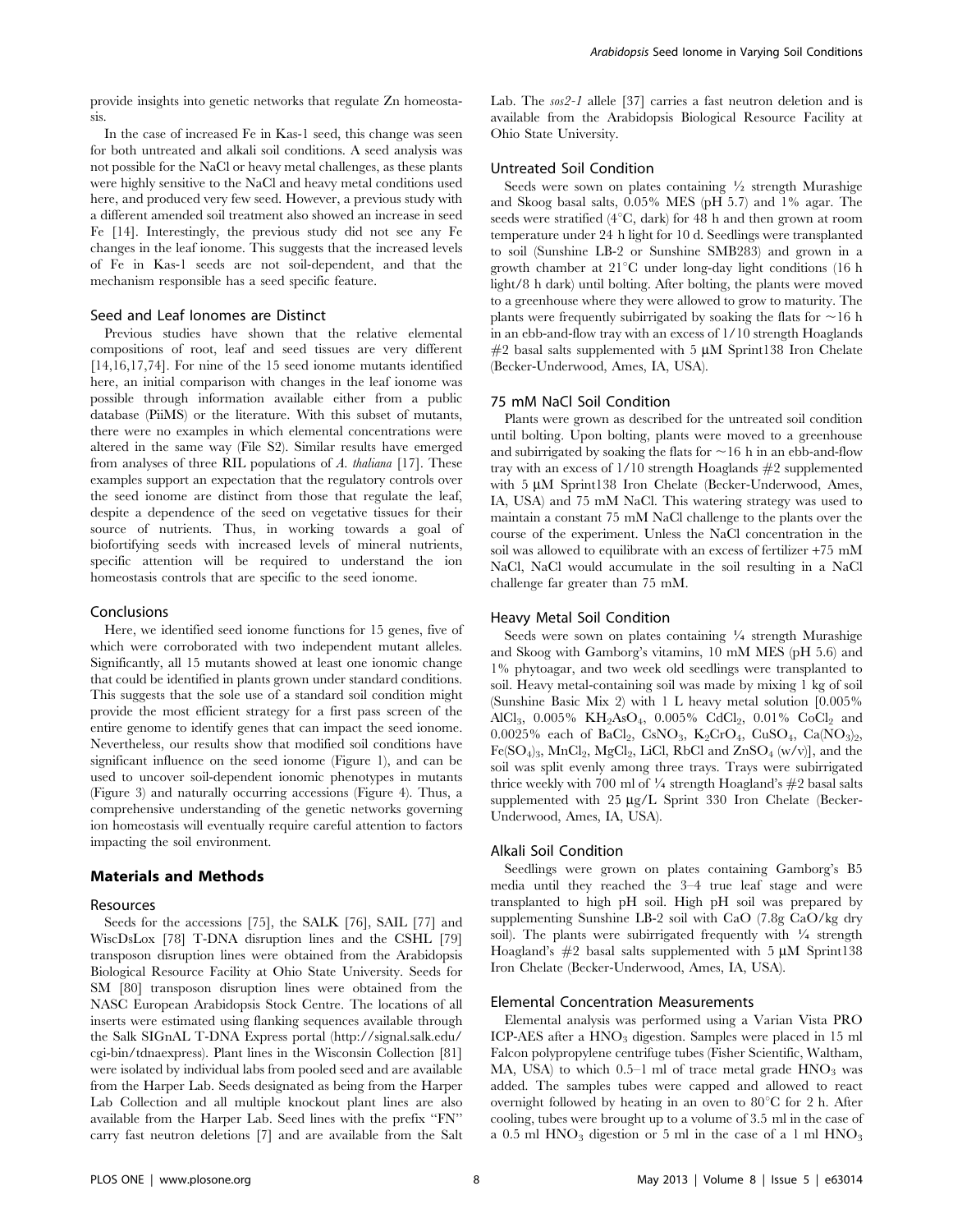provide insights into genetic networks that regulate Zn homeostasis.

In the case of increased Fe in Kas-1 seed, this change was seen for both untreated and alkali soil conditions. A seed analysis was not possible for the NaCl or heavy metal challenges, as these plants were highly sensitive to the NaCl and heavy metal conditions used here, and produced very few seed. However, a previous study with a different amended soil treatment also showed an increase in seed Fe [14]. Interestingly, the previous study did not see any Fe changes in the leaf ionome. This suggests that the increased levels of Fe in Kas-1 seeds are not soil-dependent, and that the mechanism responsible has a seed specific feature.

### Seed and Leaf Ionomes are Distinct

Previous studies have shown that the relative elemental compositions of root, leaf and seed tissues are very different [14,16,17,74]. For nine of the 15 seed ionome mutants identified here, an initial comparison with changes in the leaf ionome was possible through information available either from a public database (PiiMS) or the literature. With this subset of mutants, there were no examples in which elemental concentrations were altered in the same way (File S2). Similar results have emerged from analyses of three RIL populations of *A. thaliana* [17]. These examples support an expectation that the regulatory controls over the seed ionome are distinct from those that regulate the leaf, despite a dependence of the seed on vegetative tissues for their source of nutrients. Thus, in working towards a goal of biofortifying seeds with increased levels of mineral nutrients, specific attention will be required to understand the ion homeostasis controls that are specific to the seed ionome.

### Conclusions

Here, we identified seed ionome functions for 15 genes, five of which were corroborated with two independent mutant alleles. Significantly, all 15 mutants showed at least one ionomic change that could be identified in plants grown under standard conditions. This suggests that the sole use of a standard soil condition might provide the most efficient strategy for a first pass screen of the entire genome to identify genes that can impact the seed ionome. Nevertheless, our results show that modified soil conditions have significant influence on the seed ionome (Figure 1), and can be used to uncover soil-dependent ionomic phenotypes in mutants (Figure 3) and naturally occurring accessions (Figure 4). Thus, a comprehensive understanding of the genetic networks governing ion homeostasis will eventually require careful attention to factors impacting the soil environment.

## Materials and Methods

### Resources

Seeds for the accessions [75], the SALK [76], SAIL [77] and WiscDsLox [78] T-DNA disruption lines and the CSHL [79] transposon disruption lines were obtained from the Arabidopsis Biological Resource Facility at Ohio State University. Seeds for SM [80] transposon disruption lines were obtained from the NASC European Arabidopsis Stock Centre. The locations of all inserts were estimated using flanking sequences available through the Salk SIGnAL T-DNA Express portal (http://signal.salk.edu/cgi-bin/tdnaexpress). Plant lines in the Wisconsin Collection [81] were isolated by individual labs from pooled seed and are available from the Harper Lab. Seeds designated as being from the Harper Lab Collection and all multiple knockout plant lines are also available from the Harper Lab. Seed lines with the prefix "FN" carry fast neutron deletions [7] and are available from the Salt Lab. The *sos2-1* allele [37] carries a fast neutron deletion and is available from the Arabidopsis Biological Resource Facility at Ohio State University.

### Untreated Soil Condition

Seeds were sown on plates containing ½ strength Murashige and Skoog basal salts, 0.05% MES (pH 5.7) and 1% agar. The seeds were stratified (4°C, dark) for 48 h and then grown at room temperature under 24 h light for 10 d. Seedlings were transplanted to soil (Sunshine LB-2 or Sunshine SMB283) and grown in a growth chamber at 21°C under long-day light conditions (16 h light/8 h dark) until bolting. After bolting, the plants were moved to a greenhouse where they were allowed to grow to maturity. The plants were frequently subirrigated by soaking the flats for ~16 h in an ebb-and-flow tray with an excess of 1/10 strength Hoaglands #2 basal salts supplemented with 5 µM Sprint138 Iron Chelate (Becker-Underwood, Ames, IA, USA).

### 75 mM NaCl Soil Condition

Plants were grown as described for the untreated soil condition until bolting. Upon bolting, plants were moved to a greenhouse and subirrigated by soaking the flats for ~16 h in an ebb-and-flow tray with an excess of 1/10 strength Hoaglands #2 supplemented with 5 µM Sprint138 Iron Chelate (Becker-Underwood, Ames, IA, USA) and 75 mM NaCl. This watering strategy was used to maintain a constant 75 mM NaCl challenge to the plants over the course of the experiment. Unless the NaCl concentration in the soil was allowed to equilibrate with an excess of fertilizer +75 mM NaCl, NaCl would accumulate in the soil resulting in a NaCl challenge far greater than 75 mM.

### Heavy Metal Soil Condition

Seeds were sown on plates containing ¼ strength Murashige and Skoog with Gamborg's vitamins, 10 mM MES (pH 5.6) and 1% phytoagar, and two week old seedlings were transplanted to soil. Heavy metal-containing soil was made by mixing 1 kg of soil (Sunshine Basic Mix 2) with 1 L heavy metal solution [0.005% $AlCl_3$, 0.005% $KH_2AsO_4$, 0.005% $CdCl_2$, 0.01% $CoCl_2$ and 0.0025% each of $BaCl_2$, $CsNO_3$, $K_2CrO_4$, $CuSO_4$, $Ca(NO_3)_2$, $Fe(SO_4)_3$, $MnCl_2$, $MgCl_2$, LiCl, RbCl and $ZnSO_4$ (w/v)], and the soil was split evenly among three trays. Trays were subirrigated thrice weekly with 700 ml of ¼ strength Hoagland's #2 basal salts supplemented with 25 µg/L Sprint 330 Iron Chelate (Becker-Underwood, Ames, IA, USA).

### Alkali Soil Condition

Seedlings were grown on plates containing Gamborg's B5 media until they reached the 3–4 true leaf stage and were transplanted to high pH soil. High pH soil was prepared by supplementing Sunshine LB-2 soil with CaO (7.8g CaO/kg dry soil). The plants were subirrigated frequently with ¼ strength Hoagland's #2 basal salts supplemented with 5 µM Sprint138 Iron Chelate (Becker-Underwood, Ames, IA, USA).

### Elemental Concentration Measurements

Elemental analysis was performed using a Varian Vista PRO ICP-AES after a $HNO_3$ digestion. Samples were placed in 15 ml Falcon polypropylene centrifuge tubes (Fisher Scientific, Waltham, MA, USA) to which 0.5–1 ml of trace metal grade $HNO_3$ was added. The samples tubes were capped and allowed to react overnight followed by heating in an oven to 80°C for 2 h. After cooling, tubes were brought up to a volume of 3.5 ml in the case of a 0.5 ml $HNO_3$ digestion or 5 ml in the case of a 1 ml $HNO_3$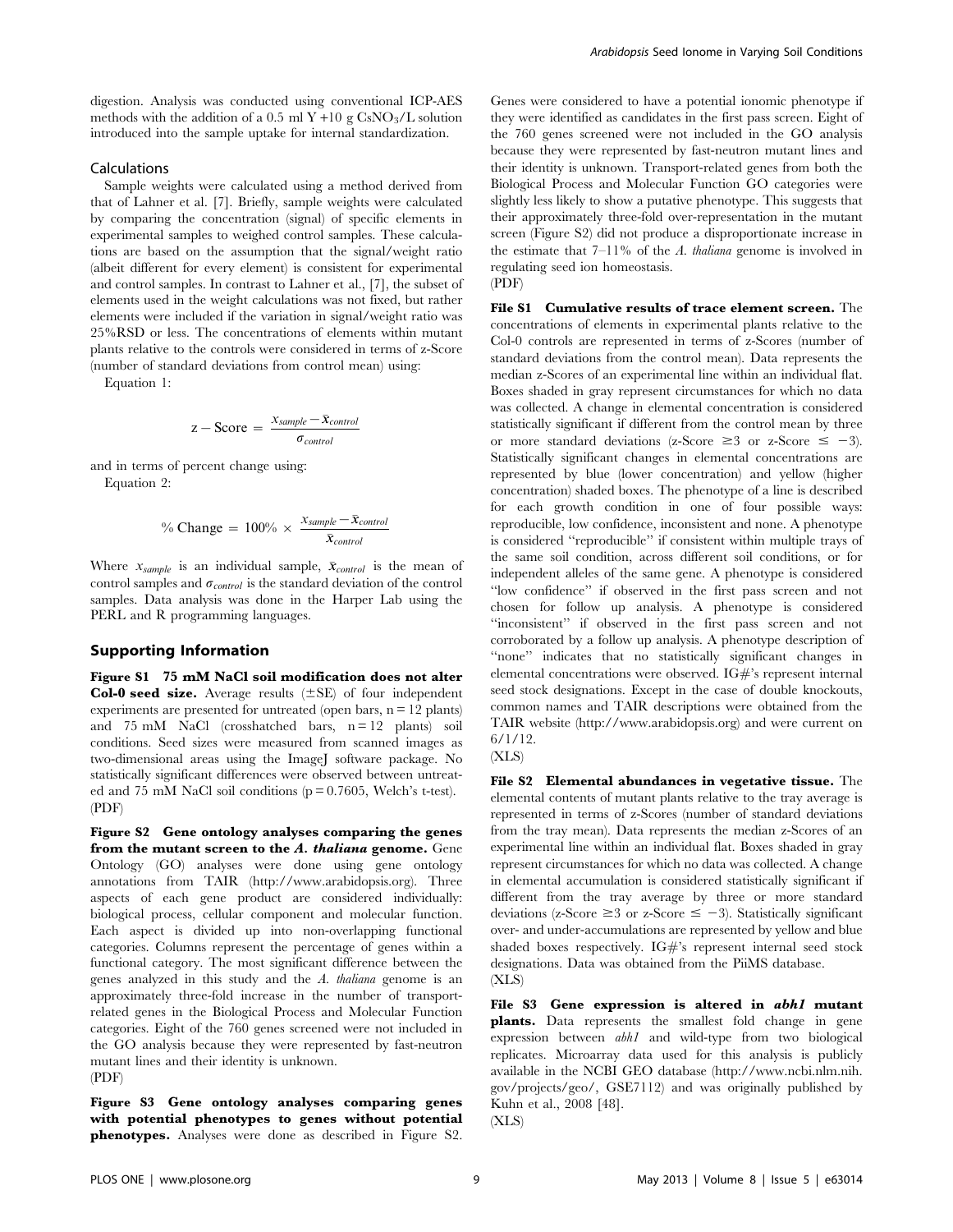digestion. Analysis was conducted using conventional ICP-AES methods with the addition of a 0.5 ml Y +10 g $CsNO_3$/L solution introduced into the sample uptake for internal standardization.

### Calculations

Sample weights were calculated using a method derived from that of Lahner et al. [7]. Briefly, sample weights were calculated by comparing the concentration (signal) of specific elements in experimental samples to weighed control samples. These calculations are based on the assumption that the signal/weight ratio (albeit different for every element) is consistent for experimental and control samples. In contrast to Lahner et al., [7], the subset of elements used in the weight calculations was not fixed, but rather elements were included if the variation in signal/weight ratio was 25%RSD or less. The concentrations of elements within mutant plants relative to the controls were considered in terms of z-Score (number of standard deviations from control mean) using:

Equation 1:

$$\text{z} - \text{Score} = \frac{x_{sample} - \bar{x}_{control}}{\sigma_{control}}$$

and in terms of percent change using:

Equation 2:

$$\%\ \text{Change} = 100\% \times \frac{x_{sample} - \bar{x}_{control}}{\bar{x}_{control}}$$

Where $x_{sample}$ is an individual sample, $\bar{x}_{control}$ is the mean of control samples and $\sigma_{control}$ is the standard deviation of the control samples. Data analysis was done in the Harper Lab using the PERL and R programming languages.

## Supporting Information

**Figure S1 75 mM NaCl soil modification does not alter Col-0 seed size.** Average results (±SE) of four independent experiments are presented for untreated (open bars, n = 12 plants) and 75 mM NaCl (crosshatched bars, n = 12 plants) soil conditions. Seed sizes were measured from scanned images as two-dimensional areas using the ImageJ software package. No statistically significant differences were observed between untreated and 75 mM NaCl soil conditions ($p = 0.7605$, Welch's t-test).
(PDF)

**Figure S2 Gene ontology analyses comparing the genes from the mutant screen to the *A. thaliana* genome.** Gene Ontology (GO) analyses were done using gene ontology annotations from TAIR (http://www.arabidopsis.org). Three aspects of each gene product are considered individually: biological process, cellular component and molecular function. Each aspect is divided up into non-overlapping functional categories. Columns represent the percentage of genes within a functional category. The most significant difference between the genes analyzed in this study and the *A. thaliana* genome is an approximately three-fold increase in the number of transport-related genes in the Biological Process and Molecular Function categories. Eight of the 760 genes screened were not included in the GO analysis because they were represented by fast-neutron mutant lines and their identity is unknown.
(PDF)

**Figure S3 Gene ontology analyses comparing genes with potential phenotypes to genes without potential phenotypes.** Analyses were done as described in Figure S2. Genes were considered to have a potential ionomic phenotype if they were identified as candidates in the first pass screen. Eight of the 760 genes screened were not included in the GO analysis because they were represented by fast-neutron mutant lines and their identity is unknown. Transport-related genes from both the Biological Process and Molecular Function GO categories were slightly less likely to show a putative phenotype. This suggests that their approximately three-fold over-representation in the mutant screen (Figure S2) did not produce a disproportionate increase in the estimate that 7–11% of the *A. thaliana* genome is involved in regulating seed ion homeostasis.
(PDF)

**File S1 Cumulative results of trace element screen.** The concentrations of elements in experimental plants relative to the Col-0 controls are represented in terms of z-Scores (number of standard deviations from the control mean). Data represents the median z-Scores of an experimental line within an individual flat. Boxes shaded in gray represent circumstances for which no data was collected. A change in elemental concentration is considered statistically significant if different from the control mean by three or more standard deviations (z-Score $\geq 3$ or z-Score $\leq -3$). Statistically significant changes in elemental concentrations are represented by blue (lower concentration) and yellow (higher concentration) shaded boxes. The phenotype of a line is described for each growth condition in one of four possible ways: reproducible, low confidence, inconsistent and none. A phenotype is considered "reproducible" if consistent within multiple trays of the same soil condition, across different soil conditions, or for independent alleles of the same gene. A phenotype is considered "low confidence" if observed in the first pass screen and not chosen for follow up analysis. A phenotype is considered "inconsistent" if observed in the first pass screen and not corroborated by a follow up analysis. A phenotype description of "none" indicates that no statistically significant changes in elemental concentrations were observed. IG#'s represent internal seed stock designations. Except in the case of double knockouts, common names and TAIR descriptions were obtained from the TAIR website (http://www.arabidopsis.org) and were current on 6/1/12.
(XLS)

**File S2 Elemental abundances in vegetative tissue.** The elemental contents of mutant plants relative to the tray average is represented in terms of z-Scores (number of standard deviations from the tray mean). Data represents the median z-Scores of an experimental line within an individual flat. Boxes shaded in gray represent circumstances for which no data was collected. A change in elemental accumulation is considered statistically significant if different from the tray average by three or more standard deviations (z-Score $\geq 3$ or z-Score $\leq -3$). Statistically significant over- and under-accumulations are represented by yellow and blue shaded boxes respectively. IG#'s represent internal seed stock designations. Data was obtained from the PiiMS database.
(XLS)

**File S3 Gene expression is altered in *abh1* mutant plants.** Data represents the smallest fold change in gene expression between *abh1* and wild-type from two biological replicates. Microarray data used for this analysis is publicly available in the NCBI GEO database (http://www.ncbi.nlm.nih.gov/projects/geo/, GSE7112) and was originally published by Kuhn et al., 2008 [48].
(XLS)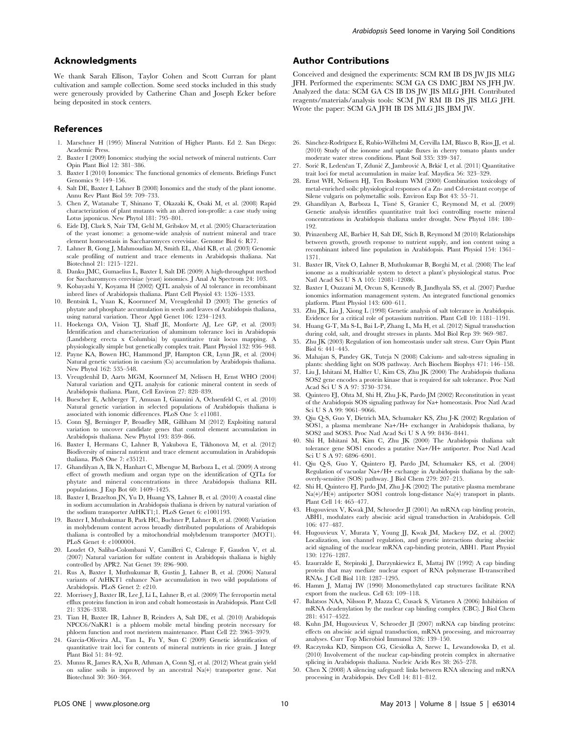## Acknowledgments

We thank Sarah Ellison, Taylor Cohen and Scott Curran for plant cultivation and sample collection. Some seed stocks included in this study were generously provided by Catherine Chan and Joseph Ecker before being deposited in stock centers.

## Author Contributions

Conceived and designed the experiments: SCM RM IB DS JW JIS MLG JFH. Performed the experiments: SCM GA CS DMC JBM NS JFH JW. Analyzed the data: SCM GA CS IB DS JW JIS MLG JFH. Contributed reagents/materials/analysis tools: SCM JW RM IB DS JIS MLG JFH. Wrote the paper: SCM GA JFH IB DS MLG JIS JBM JW.

## References

1. Marschner H (1995) Mineral Nutrition of Higher Plants. Ed 2. San Diego: Academic Press.
2. Baxter I (2009) Ionomics: studying the social network of mineral nutrients. Curr Opin Plant Biol 12: 381–386.
3. Baxter I (2010) Ionomics: The functional genomics of elements. Briefings Funct Genomics 9: 149–156.
4. Salt DE, Baxter I, Lahner B (2008) Ionomics and the study of the plant ionome. Annu Rev Plant Biol 59: 709–733.
5. Chen Z, Watanabe T, Shinano T, Okazaki K, Osaki M, et al. (2008) Rapid characterization of plant mutants with an altered ion-profile: a case study using Lotus japonicus. New Phytol 181: 795–801.
6. Eide DJ, Clark S, Nair TM, Gehl M, Gribskov M, et al. (2005) Characterization of the yeast ionome: a genome-wide analysis of nutrient mineral and trace element homeostasis in Saccharomyces cerevisiae. Genome Biol 6: R77.
7. Lahner B, Gong J, Mahmoudian M, Smith EL, Abid KB, et al. (2003) Genomic scale profiling of nutrient and trace elements in Arabidopsis thaliana. Nat Biotechnol 21: 1215–1221.
8. Danku JMC, Gumaelius L, Baxter I, Salt DE (2009) A high-throughput method for Saccharomyces cerevisiae (yeast) ionomics. J Anal At Spectrom 24: 103.
9. Kobayashi Y, Koyama H (2002) QTL analysis of Al tolerance in recombinant inbred lines of Arabidopsis thaliana. Plant Cell Physiol 43: 1526–1533.
10. Bentsink L, Yuan K, Koornneef M, Vreugdenhil D (2003) The genetics of phytate and phosphate accumulation in seeds and leaves of Arabidopsis thaliana, using natural variation. Theor Appl Genet 106: 1234–1243.
11. Hoekenga OA, Vision TJ, Shaff JE, Monforte AJ, Lee GP, et al. (2003) Identification and characterization of aluminum tolerance loci in Arabidopsis (Landsberg erecta x Columbia) by quantitative trait locus mapping. A physiologically simple but genetically complex trait. Plant Physiol 132: 936–948.
12. Payne KA, Bowen HC, Hammond JP, Hampton CR, Lynn JR, et al. (2004) Natural genetic variation in caesium (Cs) accumulation by Arabidopsis thaliana. New Phytol 162: 535–548.
13. Vreugdenhil D, Aarts MGM, Koornneef M, Nelissen H, Ernst WHO (2004) Natural variation and QTL analysis for cationic mineral content in seeds of Arabidopsis thaliana. Plant, Cell Environ 27: 828–839.
14. Buescher E, Achberger T, Amusan I, Giannini A, Ochsenfeld C, et al. (2010) Natural genetic variation in selected populations of Arabidopsis thaliana is associated with ionomic differences. PLoS One 5: e11081.
15. Conn SJ, Berninger P, Broadley MR, Gilliham M (2012) Exploiting natural variation to uncover candidate genes that control element accumulation in Arabidopsis thaliana. New Phytol 193: 859–866.
16. Baxter I, Hermans C, Lahner B, Yakubova E, Tikhonova M, et al. (2012) Biodiversity of mineral nutrient and trace element accumulation in Arabidopsis thaliana. PloS One 7: e35121.
17. Ghandilyan A, Ilk N, Hanhart C, Mbengue M, Barboza L, et al. (2009) A strong effect of growth medium and organ type on the identification of QTLs for phytate and mineral concentrations in three Arabidopsis thaliana RIL populations. J Exp Bot 60: 1409–1425.
18. Baxter I, Brazelton JN, Yu D, Huang YS, Lahner B, et al. (2010) A coastal cline in sodium accumulation in Arabidopsis thaliana is driven by natural variation of the sodium transporter AtHKT1;1. PLoS Genet 6: e1001193.
19. Baxter I, Muthukumar B, Park HC, Buchner P, Lahner B, et al. (2008) Variation in molybdenum content across broadly distributed populations of Arabidopsis thaliana is controlled by a mitochondrial molybdenum transporter (MOT1). PLoS Genet 4: e1000004.
20. Loudet O, Saliba-Colombani V, Camilleri C, Calenge F, Gaudon V, et al. (2007) Natural variation for sulfate content in Arabidopsis thaliana is highly controlled by APR2. Nat Genet 39: 896–900.
21. Rus A, Baxter I, Muthukumar B, Gustin J, Lahner B, et al. (2006) Natural variants of AtHKT1 enhance Na+ accumulation in two wild populations of Arabidopsis. PLoS Genet 2: e210.
22. Morrissey J, Baxter IR, Lee J, Li L, Lahner B, et al. (2009) The ferroportin metal efflux proteins function in iron and cobalt homeostasis in Arabidopsis. Plant Cell 21: 3326–3338.
23. Tian H, Baxter IR, Lahner B, Reinders A, Salt DE, et al. (2010) Arabidopsis NPCC6/NaKR1 is a phloem mobile metal binding protein necessary for phloem function and root meristem maintenance. Plant Cell 22: 3963–3979.
24. Garcia-Oliveira AL, Tan L, Fu Y, Sun C (2009) Genetic identification of quantitative trait loci for contents of mineral nutrients in rice grain. J Integr Plant Biol 51: 84–92.
25. Munns R, James RA, Xu B, Athman A, Conn SJ, et al. (2012) Wheat grain yield on saline soils is improved by an ancestral Na(+) transporter gene. Nat Biotechnol 30: 360–364.
26. Sánchez-Rodríguez E, Rubio-Wilhelmi M, Cervilla LM, Blasco B, Rios JJ, et al. (2010) Study of the ionome and uptake fluxes in cherry tomato plants under moderate water stress conditions. Plant Soil 335: 339–347.
27. Sorić R, Ledenčan T, Zdunić Z, Jambrović A, Brkić I, et al. (2011) Quantitative trait loci for metal accumulation in maize leaf. Maydica 56: 323–329.
28. Ernst WH, Nelissen HJ, Ten Bookum WM (2000) Combination toxicology of metal-enriched soils: physiological responses of a Zn- and Cd-resistant ecotype of Silene vulgaris on polymetallic soils. Environ Exp Bot 43: 55–71.
29. Ghandilyan A, Barboza L, Tisné S, Granier C, Reymond M, et al. (2009) Genetic analysis identifies quantitative trait loci controlling rosette mineral concentrations in Arabidopsis thaliana under drought. New Phytol 184: 180–192.
30. Prinzenberg AE, Barbier H, Salt DE, Stich B, Reymond M (2010) Relationships between growth, growth response to nutrient supply, and ion content using a recombinant inbred line population in Arabidopsis. Plant Physiol 154: 1361–1371.
31. Baxter IR, Vitek O, Lahner B, Muthukumar B, Borghi M, et al. (2008) The leaf ionome as a multivariable system to detect a plant's physiological status. Proc Natl Acad Sci U S A 105: 12081–12086.
32. Baxter I, Ouzzani M, Orcun S, Kennedy B, Jandhyala SS, et al. (2007) Purdue ionomics information management system. An integrated functional genomics platform. Plant Physiol 143: 600–611.
33. Zhu JK, Liu J, Xiong L (1998) Genetic analysis of salt tolerance in Arabidopsis. Evidence for a critical role of potassium nutrition. Plant Cell 10: 1181–1191.
34. Huang G-T, Ma S-L, Bai L-P, Zhang L, Ma H, et al. (2012) Signal transduction during cold, salt, and drought stresses in plants. Mol Biol Rep 39: 969–987.
35. Zhu JK (2003) Regulation of ion homeostasis under salt stress. Curr Opin Plant Biol 6: 441–445.
36. Mahajan S, Pandey GK, Tuteja N (2008) Calcium- and salt-stress signaling in plants: shedding light on SOS pathway. Arch Biochem Biophys 471: 146–158.
37. Liu J, Ishitani M, Halfter U, Kim CS, Zhu JK (2000) The Arabidopsis thaliana SOS2 gene encodes a protein kinase that is required for salt tolerance. Proc Natl Acad Sci U S A 97: 3730–3734.
38. Quintero FJ, Ohta M, Shi H, Zhu J-K, Pardo JM (2002) Reconstitution in yeast of the Arabidopsis SOS signaling pathway for Na+ homeostasis. Proc Natl Acad Sci U S A 99: 9061–9066.
39. Qiu Q-S, Guo Y, Dietrich MA, Schumaker KS, Zhu J-K (2002) Regulation of SOS1, a plasma membrane Na+/H+ exchanger in Arabidopsis thaliana, by SOS2 and SOS3. Proc Natl Acad Sci U S A 99: 8436–8441.
40. Shi H, Ishitani M, Kim C, Zhu JK (2000) The Arabidopsis thaliana salt tolerance gene SOS1 encodes a putative Na+/H+ antiporter. Proc Natl Acad Sci U S A 97: 6896–6901.
41. Qiu Q-S, Guo Y, Quintero FJ, Pardo JM, Schumaker KS, et al. (2004) Regulation of vacuolar Na+/H+ exchange in Arabidopsis thaliana by the salt-overly-sensitive (SOS) pathway. J Biol Chem 279: 207–215.
42. Shi H, Quintero FJ, Pardo JM, Zhu J-K (2002) The putative plasma membrane Na(+)/H(+) antiporter SOS1 controls long-distance Na(+) transport in plants. Plant Cell 14: 465–477.
43. Hugouvieux V, Kwak JM, Schroeder JI (2001) An mRNA cap binding protein, ABH1, modulates early abscisic acid signal transduction in Arabidopsis. Cell 106: 477–487.
44. Hugouvieux V, Murata Y, Young JJ, Kwak JM, Mackesy DZ, et al. (2002) Localization, ion channel regulation, and genetic interactions during abscisic acid signaling of the nuclear mRNA cap-binding protein, ABH1. Plant Physiol 130: 1276–1287.
45. Izaurralde E, Stepinski J, Darzynkiewicz E, Mattaj IW (1992) A cap binding protein that may mediate nuclear export of RNA polymerase II-transcribed RNAs. J Cell Biol 118: 1287–1295.
46. Hamm J, Mattaj IW (1990) Monomethylated cap structures facilitate RNA export from the nucleus. Cell 63: 109–118.
47. Balatsos NAA, Nilsson P, Mazza C, Cusack S, Virtanen A (2006) Inhibition of mRNA deadenylation by the nuclear cap binding complex (CBC). J Biol Chem 281: 4517–4522.
48. Kuhn JM, Hugouvieux V, Schroeder JI (2007) mRNA cap binding proteins: effects on abscisic acid signal transduction, mRNA processing, and microarray analyses. Curr Top Microbiol Immunol 326: 139–150.
49. Raczynska KD, Simpson CG, Ciesiolka A, Szewc L, Lewandowska D, et al. (2010) Involvement of the nuclear cap-binding protein complex in alternative splicing in Arabidopsis thaliana. Nucleic Acids Res 38: 265–278.
50. Chen X (2008) A silencing safeguard: links between RNA silencing and mRNA processing in Arabidopsis. Dev Cell 14: 811–812.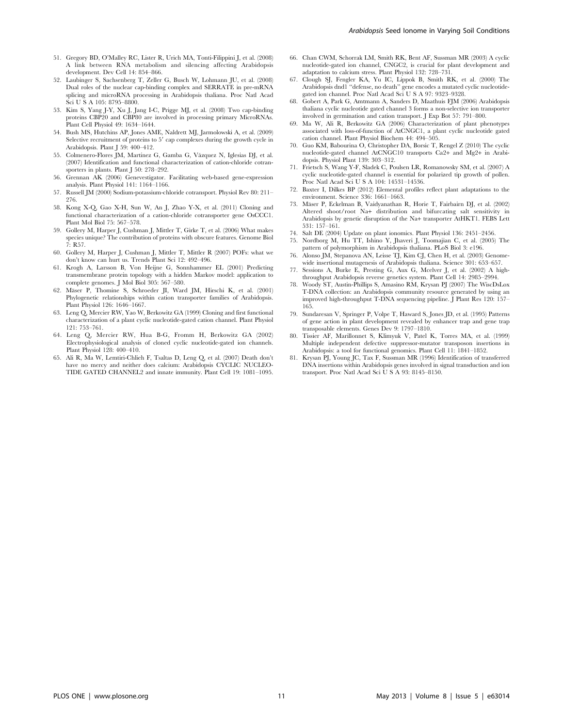51. Gregory BD, O'Malley RC, Lister R, Urich MA, Tonti-Filippini J, et al. (2008) A link between RNA metabolism and silencing affecting Arabidopsis development. Dev Cell 14: 854–866.
52. Laubinger S, Sachsenberg T, Zeller G, Busch W, Lohmann JU, et al. (2008) Dual roles of the nuclear cap-binding complex and SERRATE in pre-mRNA splicing and microRNA processing in Arabidopsis thaliana. Proc Natl Acad Sci U S A 105: 8795–8800.
53. Kim S, Yang J-Y, Xu J, Jang I-C, Prigge MJ, et al. (2008) Two cap-binding proteins CBP20 and CBP80 are involved in processing primary MicroRNAs. Plant Cell Physiol 49: 1634–1644.
54. Bush MS, Hutchins AP, Jones AME, Naldrett MJ, Jarmolowski A, et al. (2009) Selective recruitment of proteins to 5′ cap complexes during the growth cycle in Arabidopsis. Plant J 59: 400–412.
55. Colmenero-Flores JM, Martínez G, Gamba G, Vázquez N, Iglesias DJ, et al. (2007) Identification and functional characterization of cation-chloride cotransporters in plants. Plant J 50: 278–292.
56. Grennan AK (2006) Genevestigator. Facilitating web-based gene-expression analysis. Plant Physiol 141: 1164–1166.
57. Russell JM (2000) Sodium-potassium-chloride cotransport. Physiol Rev 80: 211–276.
58. Kong X-Q, Gao X-H, Sun W, An J, Zhao Y-X, et al. (2011) Cloning and functional characterization of a cation-chloride cotransporter gene OsCCC1. Plant Mol Biol 75: 567–578.
59. Gollery M, Harper J, Cushman J, Mittler T, Girke T, et al. (2006) What makes species unique? The contribution of proteins with obscure features. Genome Biol 7: R57.
60. Gollery M, Harper J, Cushman J, Mittler T, Mittler R (2007) POFs: what we don't know can hurt us. Trends Plant Sci 12: 492–496.
61. Krogh A, Larsson B, Von Heijne G, Sonnhammer EL (2001) Predicting transmembrane protein topology with a hidden Markov model: application to complete genomes. J Mol Biol 305: 567–580.
62. Mäser P, Thomine S, Schroeder JI, Ward JM, Hirschi K, et al. (2001) Phylogenetic relationships within cation transporter families of Arabidopsis. Plant Physiol 126: 1646–1667.
63. Leng Q, Mercier RW, Yao W, Berkowitz GA (1999) Cloning and first functional characterization of a plant cyclic nucleotide-gated cation channel. Plant Physiol 121: 753–761.
64. Leng Q, Mercier RW, Hua B-G, Fromm H, Berkowitz GA (2002) Electrophysiological analysis of cloned cyclic nucleotide-gated ion channels. Plant Physiol 128: 400–410.
65. Ali R, Ma W, Lemtiri-Chlieh F, Tsaltas D, Leng Q, et al. (2007) Death don't have no mercy and neither does calcium: Arabidopsis CYCLIC NUCLEOTIDE GATED CHANNEL2 and innate immunity. Plant Cell 19: 1081–1095.
66. Chan CWM, Schorrak LM, Smith RK, Bent AF, Sussman MR (2003) A cyclic nucleotide-gated ion channel, CNGC2, is crucial for plant development and adaptation to calcium stress. Plant Physiol 132: 728–731.
67. Clough SJ, Fengler KA, Yu IC, Lippok B, Smith RK, et al. (2000) The Arabidopsis dnd1 "defense, no death" gene encodes a mutated cyclic nucleotide-gated ion channel. Proc Natl Acad Sci U S A 97: 9323–9328.
68. Gobert A, Park G, Amtmann A, Sanders D, Maathuis FJM (2006) Arabidopsis thaliana cyclic nucleotide gated channel 3 forms a non-selective ion transporter involved in germination and cation transport. J Exp Bot 57: 791–800.
69. Ma W, Ali R, Berkowitz GA (2006) Characterization of plant phenotypes associated with loss-of-function of AtCNGC1, a plant cyclic nucleotide gated cation channel. Plant Physiol Biochem 44: 494–505.
70. Guo KM, Babourina O, Christopher DA, Borsic T, Rengel Z (2010) The cyclic nucleotide-gated channel AtCNGC10 transports Ca2+ and Mg2+ in Arabidopsis. Physiol Plant 139: 303–312.
71. Frietsch S, Wang Y-F, Sladek C, Poulsen LR, Romanowsky SM, et al. (2007) A cyclic nucleotide-gated channel is essential for polarized tip growth of pollen. Proc Natl Acad Sci U S A 104: 14531–14536.
72. Baxter I, Dilkes BP (2012) Elemental profiles reflect plant adaptations to the environment. Science 336: 1661–1663.
73. Mäser P, Eckelman B, Vaidyanathan R, Horie T, Fairbairn DJ, et al. (2002) Altered shoot/root Na+ distribution and bifurcating salt sensitivity in Arabidopsis by genetic disruption of the Na+ transporter AtHKT1. FEBS Lett 531: 157–161.
74. Salt DE (2004) Update on plant ionomics. Plant Physiol 136: 2451–2456.
75. Nordborg M, Hu TT, Ishino Y, Jhaveri J, Toomajian C, et al. (2005) The pattern of polymorphism in Arabidopsis thaliana. PLoS Biol 3: e196.
76. Alonso JM, Stepanova AN, Leisse TJ, Kim CJ, Chen H, et al. (2003) Genome-wide insertional mutagenesis of Arabidopsis thaliana. Science 301: 653–657.
77. Sessions A, Burke E, Presting G, Aux G, Mcelver J, et al. (2002) A high-throughput Arabidopsis reverse genetics system. Plant Cell 14: 2985–2994.
78. Woody ST, Austin-Phillips S, Amasino RM, Krysan PJ (2007) The WiscDsLox T-DNA collection: an Arabidopsis community resource generated by using an improved high-throughput T-DNA sequencing pipeline. J Plant Res 120: 157–165.
79. Sundaresan V, Springer P, Volpe T, Haward S, Jones JD, et al. (1995) Patterns of gene action in plant development revealed by enhancer trap and gene trap transposable elements. Genes Dev 9: 1797–1810.
80. Tissier AF, Marillonnet S, Klimyuk V, Patel K, Torres MA, et al. (1999) Multiple independent defective suppressor-mutator transposon insertions in Arabidopsis: a tool for functional genomics. Plant Cell 11: 1841–1852.
81. Krysan PJ, Young JC, Tax F, Sussman MR (1996) Identification of transferred DNA insertions within Arabidopsis genes involved in signal transduction and ion transport. Proc Natl Acad Sci U S A 93: 8145–8150.